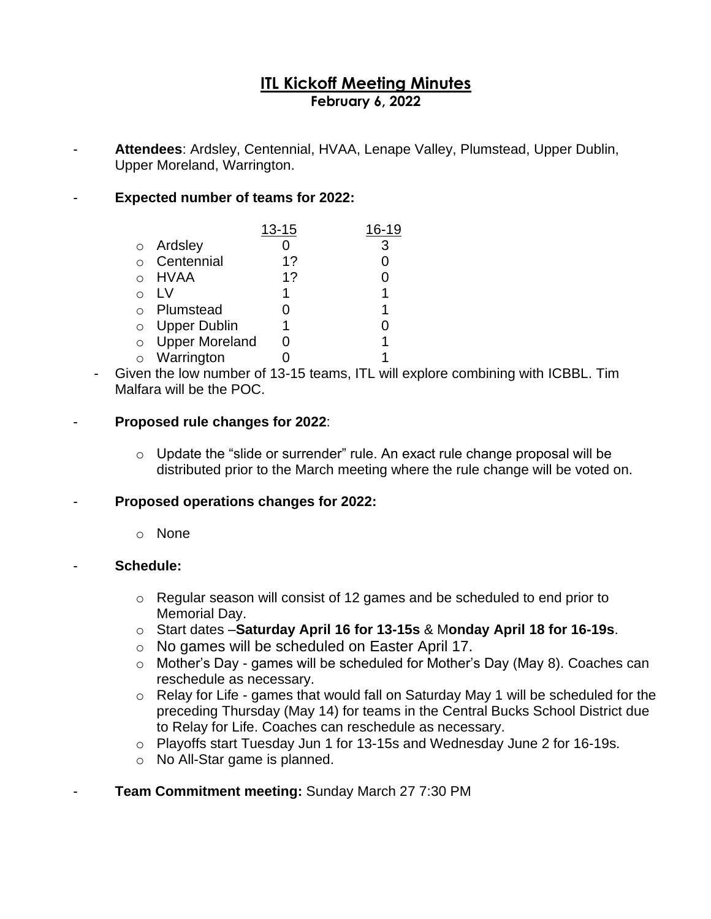# ITL Kickoff Meeting Minutes

## February 6, 2022

- **Attendees**: Ardsley, Centennial, HVAA, Lenape Valley, Plumstead, Upper Dublin, Upper Moreland, Warrington.

- **Expected number of teams for 2022:**

| | 13-15 | 16-19 |
|---|---|---|
| Ardsley | 0 | 3 |
| Centennial | 1? | 0 |
| HVAA | 1? | 0 |
| LV | 1 | 1 |
| Plumstead | 0 | 1 |
| Upper Dublin | 1 | 0 |
| Upper Moreland | 0 | 1 |
| Warrington | 0 | 1 |

  - Given the low number of 13-15 teams, ITL will explore combining with ICBBL. Tim Malfara will be the POC.

- **Proposed rule changes for 2022**:
  - Update the "slide or surrender" rule. An exact rule change proposal will be distributed prior to the March meeting where the rule change will be voted on.

- **Proposed operations changes for 2022:**
  - None

- **Schedule:**
  - Regular season will consist of 12 games and be scheduled to end prior to Memorial Day.
  - Start dates –**Saturday April 16 for 13-15s** & M**onday April 18 for 16-19s**.
  - No games will be scheduled on Easter April 17.
  - Mother's Day - games will be scheduled for Mother's Day (May 8). Coaches can reschedule as necessary.
  - Relay for Life - games that would fall on Saturday May 1 will be scheduled for the preceding Thursday (May 14) for teams in the Central Bucks School District due to Relay for Life. Coaches can reschedule as necessary.
  - Playoffs start Tuesday Jun 1 for 13-15s and Wednesday June 2 for 16-19s.
  - No All-Star game is planned.

- **Team Commitment meeting:** Sunday March 27 7:30 PM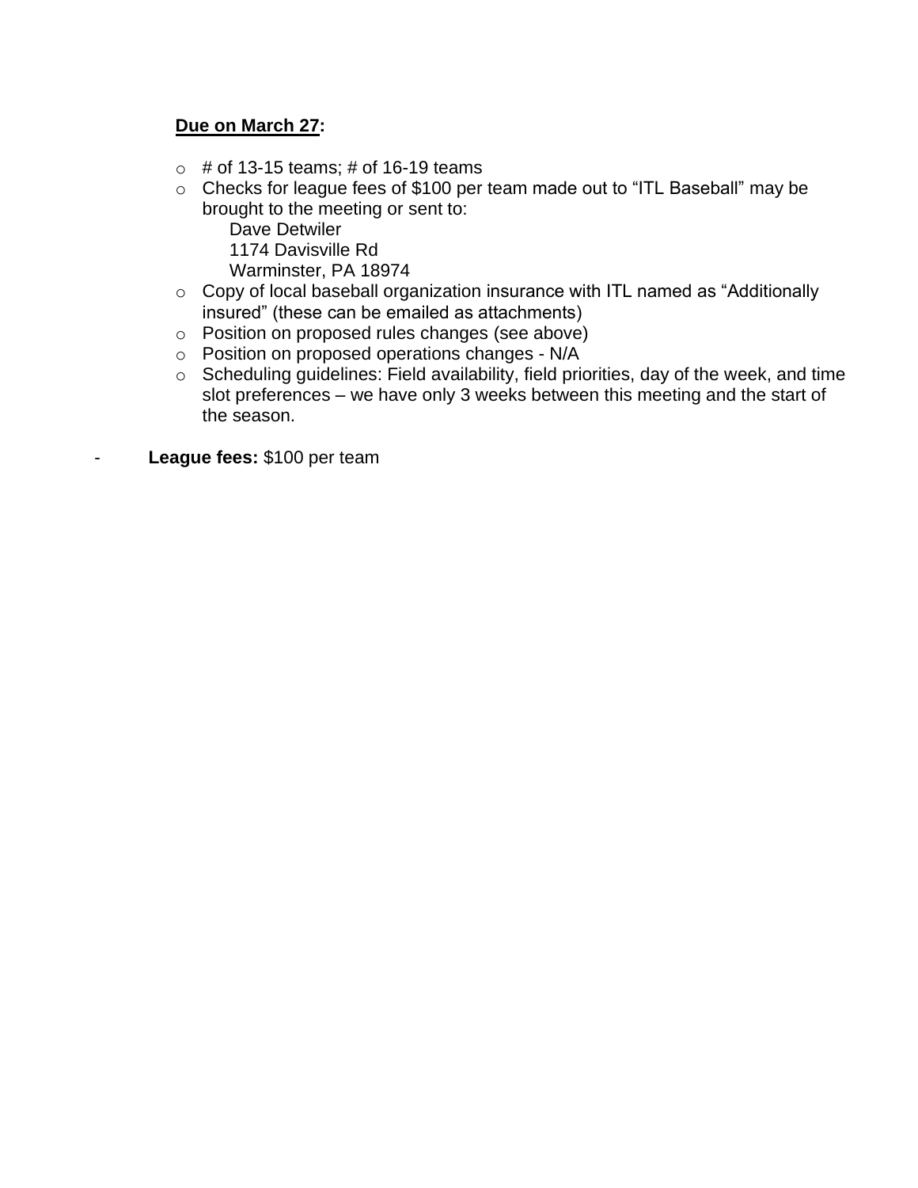**<u>Due on March 27</u>:**

- # of 13-15 teams; # of 16-19 teams
- Checks for league fees of $100 per team made out to "ITL Baseball" may be brought to the meeting or sent to:
  Dave Detwiler
  1174 Davisville Rd
  Warminster, PA 18974
- Copy of local baseball organization insurance with ITL named as "Additionally insured" (these can be emailed as attachments)
- Position on proposed rules changes (see above)
- Position on proposed operations changes - N/A
- Scheduling guidelines: Field availability, field priorities, day of the week, and time slot preferences – we have only 3 weeks between this meeting and the start of the season.

- **League fees:** $100 per team